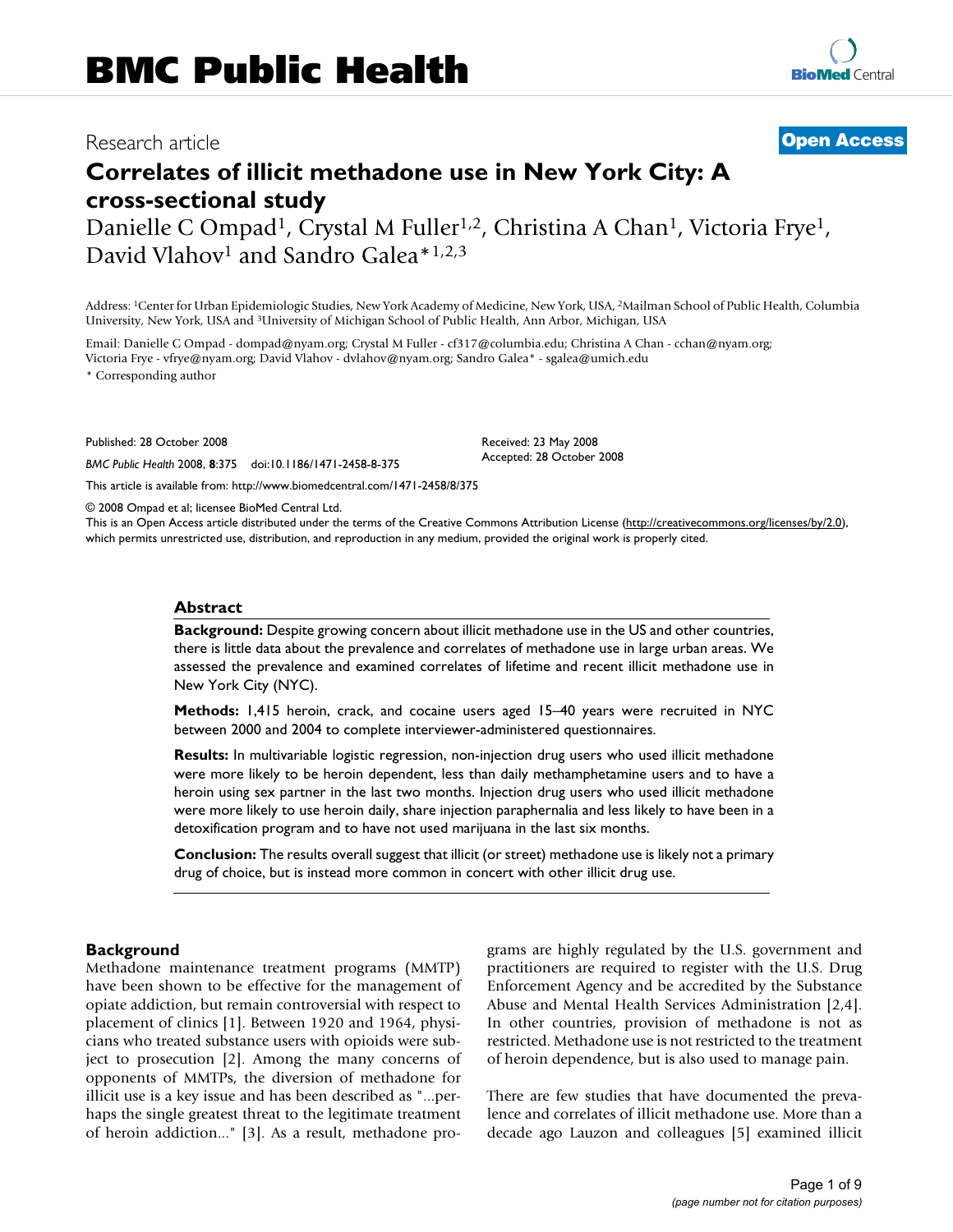BMC Public Health

Research article

**Open Access**

# Correlates of illicit methadone use in New York City: A cross-sectional study

Danielle C Ompad[1], Crystal M Fuller[1,2], Christina A Chan[1], Victoria Frye[1], David Vlahov[1] and Sandro Galea*[1,2,3]

Address: [1]Center for Urban Epidemiologic Studies, New York Academy of Medicine, New York, USA, [2]Mailman School of Public Health, Columbia University, New York, USA and [3]University of Michigan School of Public Health, Ann Arbor, Michigan, USA

Email: Danielle C Ompad - dompad@nyam.org; Crystal M Fuller - cf317@columbia.edu; Christina A Chan - cchan@nyam.org; Victoria Frye - vfrye@nyam.org; David Vlahov - dvlahov@nyam.org; Sandro Galea* - sgalea@umich.edu

* Corresponding author

Published: 28 October 2008

*BMC Public Health* 2008, **8**:375 doi:10.1186/1471-2458-8-375

Received: 23 May 2008

Accepted: 28 October 2008

This article is available from: http://www.biomedcentral.com/1471-2458/8/375

© 2008 Ompad et al; licensee BioMed Central Ltd.

This is an Open Access article distributed under the terms of the Creative Commons Attribution License (http://creativecommons.org/licenses/by/2.0), which permits unrestricted use, distribution, and reproduction in any medium, provided the original work is properly cited.

## Abstract

**Background:** Despite growing concern about illicit methadone use in the US and other countries, there is little data about the prevalence and correlates of methadone use in large urban areas. We assessed the prevalence and examined correlates of lifetime and recent illicit methadone use in New York City (NYC).

**Methods:** 1,415 heroin, crack, and cocaine users aged 15–40 years were recruited in NYC between 2000 and 2004 to complete interviewer-administered questionnaires.

**Results:** In multivariable logistic regression, non-injection drug users who used illicit methadone were more likely to be heroin dependent, less than daily methamphetamine users and to have a heroin using sex partner in the last two months. Injection drug users who used illicit methadone were more likely to use heroin daily, share injection paraphernalia and less likely to have been in a detoxification program and to have not used marijuana in the last six months.

**Conclusion:** The results overall suggest that illicit (or street) methadone use is likely not a primary drug of choice, but is instead more common in concert with other illicit drug use.

## Background

Methadone maintenance treatment programs (MMTP) have been shown to be effective for the management of opiate addiction, but remain controversial with respect to placement of clinics [1]. Between 1920 and 1964, physicians who treated substance users with opioids were subject to prosecution [2]. Among the many concerns of opponents of MMTPs, the diversion of methadone for illicit use is a key issue and has been described as "...perhaps the single greatest threat to the legitimate treatment of heroin addiction..." [3]. As a result, methadone programs are highly regulated by the U.S. government and practitioners are required to register with the U.S. Drug Enforcement Agency and be accredited by the Substance Abuse and Mental Health Services Administration [2,4]. In other countries, provision of methadone is not as restricted. Methadone use is not restricted to the treatment of heroin dependence, but is also used to manage pain.

There are few studies that have documented the prevalence and correlates of illicit methadone use. More than a decade ago Lauzon and colleagues [5] examined illicit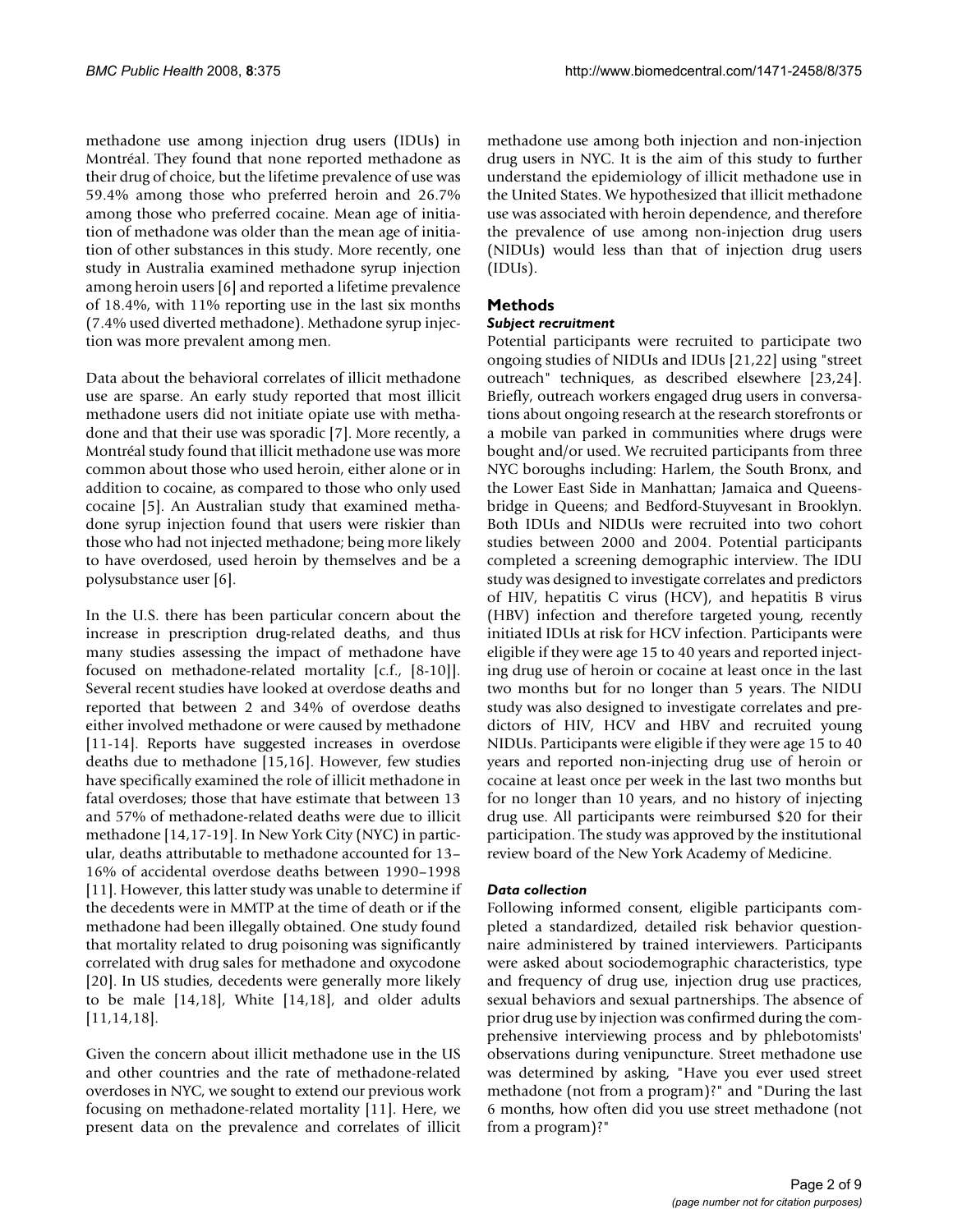methadone use among injection drug users (IDUs) in Montréal. They found that none reported methadone as their drug of choice, but the lifetime prevalence of use was 59.4% among those who preferred heroin and 26.7% among those who preferred cocaine. Mean age of initiation of methadone was older than the mean age of initiation of other substances in this study. More recently, one study in Australia examined methadone syrup injection among heroin users [6] and reported a lifetime prevalence of 18.4%, with 11% reporting use in the last six months (7.4% used diverted methadone). Methadone syrup injection was more prevalent among men.

Data about the behavioral correlates of illicit methadone use are sparse. An early study reported that most illicit methadone users did not initiate opiate use with methadone and that their use was sporadic [7]. More recently, a Montréal study found that illicit methadone use was more common about those who used heroin, either alone or in addition to cocaine, as compared to those who only used cocaine [5]. An Australian study that examined methadone syrup injection found that users were riskier than those who had not injected methadone; being more likely to have overdosed, used heroin by themselves and be a polysubstance user [6].

In the U.S. there has been particular concern about the increase in prescription drug-related deaths, and thus many studies assessing the impact of methadone have focused on methadone-related mortality [c.f., [8-10]]. Several recent studies have looked at overdose deaths and reported that between 2 and 34% of overdose deaths either involved methadone or were caused by methadone [11-14]. Reports have suggested increases in overdose deaths due to methadone [15,16]. However, few studies have specifically examined the role of illicit methadone in fatal overdoses; those that have estimate that between 13 and 57% of methadone-related deaths were due to illicit methadone [14,17-19]. In New York City (NYC) in particular, deaths attributable to methadone accounted for 13–16% of accidental overdose deaths between 1990–1998 [11]. However, this latter study was unable to determine if the decedents were in MMTP at the time of death or if the methadone had been illegally obtained. One study found that mortality related to drug poisoning was significantly correlated with drug sales for methadone and oxycodone [20]. In US studies, decedents were generally more likely to be male [14,18], White [14,18], and older adults [11,14,18].

Given the concern about illicit methadone use in the US and other countries and the rate of methadone-related overdoses in NYC, we sought to extend our previous work focusing on methadone-related mortality [11]. Here, we present data on the prevalence and correlates of illicit methadone use among both injection and non-injection drug users in NYC. It is the aim of this study to further understand the epidemiology of illicit methadone use in the United States. We hypothesized that illicit methadone use was associated with heroin dependence, and therefore the prevalence of use among non-injection drug users (NIDUs) would less than that of injection drug users (IDUs).

## Methods

### *Subject recruitment*

Potential participants were recruited to participate two ongoing studies of NIDUs and IDUs [21,22] using "street outreach" techniques, as described elsewhere [23,24]. Briefly, outreach workers engaged drug users in conversations about ongoing research at the research storefronts or a mobile van parked in communities where drugs were bought and/or used. We recruited participants from three NYC boroughs including: Harlem, the South Bronx, and the Lower East Side in Manhattan; Jamaica and Queensbridge in Queens; and Bedford-Stuyvesant in Brooklyn. Both IDUs and NIDUs were recruited into two cohort studies between 2000 and 2004. Potential participants completed a screening demographic interview. The IDU study was designed to investigate correlates and predictors of HIV, hepatitis C virus (HCV), and hepatitis B virus (HBV) infection and therefore targeted young, recently initiated IDUs at risk for HCV infection. Participants were eligible if they were age 15 to 40 years and reported injecting drug use of heroin or cocaine at least once in the last two months but for no longer than 5 years. The NIDU study was also designed to investigate correlates and predictors of HIV, HCV and HBV and recruited young NIDUs. Participants were eligible if they were age 15 to 40 years and reported non-injecting drug use of heroin or cocaine at least once per week in the last two months but for no longer than 10 years, and no history of injecting drug use. All participants were reimbursed $20 for their participation. The study was approved by the institutional review board of the New York Academy of Medicine.

### *Data collection*

Following informed consent, eligible participants completed a standardized, detailed risk behavior questionnaire administered by trained interviewers. Participants were asked about sociodemographic characteristics, type and frequency of drug use, injection drug use practices, sexual behaviors and sexual partnerships. The absence of prior drug use by injection was confirmed during the comprehensive interviewing process and by phlebotomists' observations during venipuncture. Street methadone use was determined by asking, "Have you ever used street methadone (not from a program)?" and "During the last 6 months, how often did you use street methadone (not from a program)?"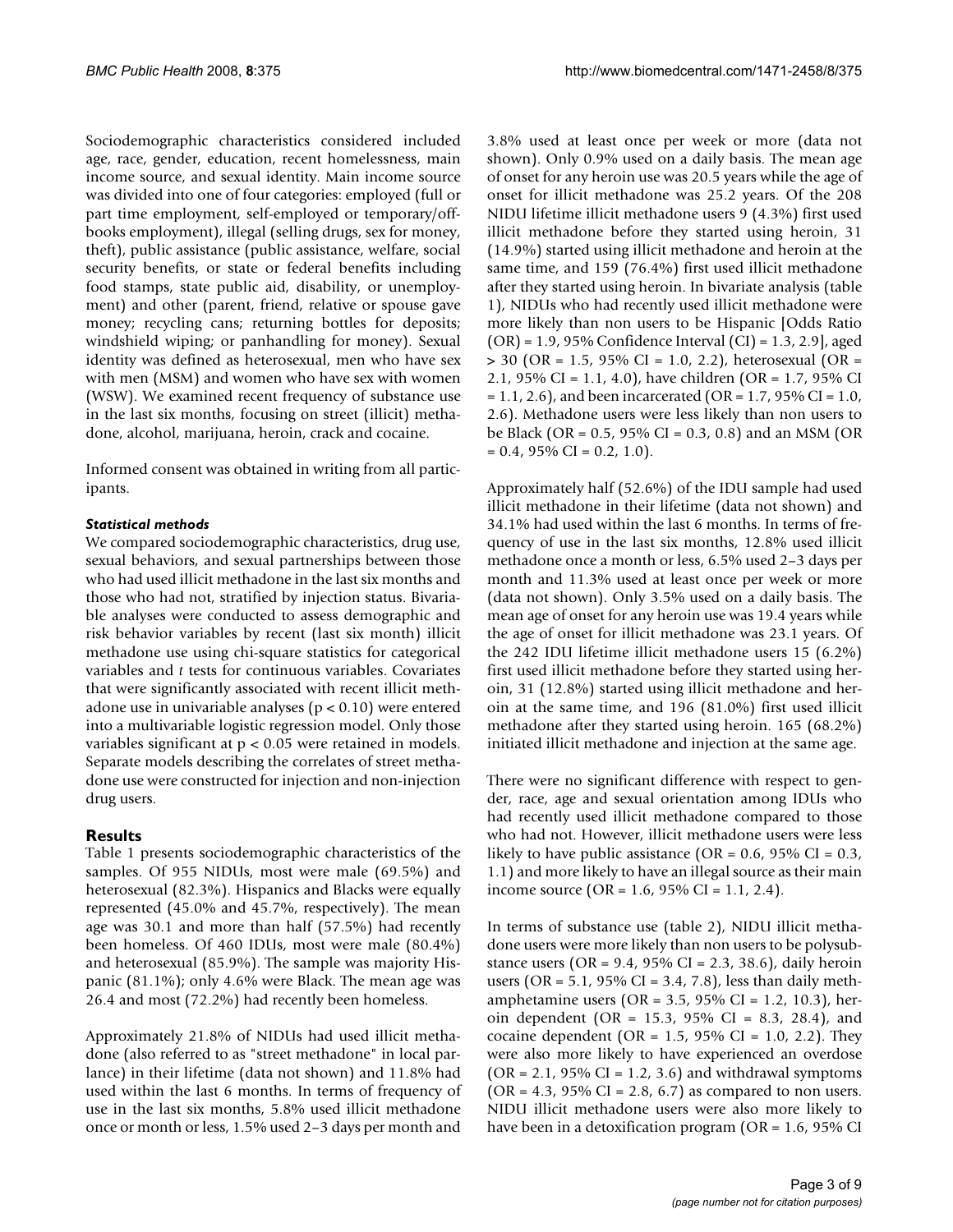Sociodemographic characteristics considered included age, race, gender, education, recent homelessness, main income source, and sexual identity. Main income source was divided into one of four categories: employed (full or part time employment, self-employed or temporary/off-books employment), illegal (selling drugs, sex for money, theft), public assistance (public assistance, welfare, social security benefits, or state or federal benefits including food stamps, state public aid, disability, or unemployment) and other (parent, friend, relative or spouse gave money; recycling cans; returning bottles for deposits; windshield wiping; or panhandling for money). Sexual identity was defined as heterosexual, men who have sex with men (MSM) and women who have sex with women (WSW). We examined recent frequency of substance use in the last six months, focusing on street (illicit) methadone, alcohol, marijuana, heroin, crack and cocaine.

Informed consent was obtained in writing from all participants.

### *Statistical methods*

We compared sociodemographic characteristics, drug use, sexual behaviors, and sexual partnerships between those who had used illicit methadone in the last six months and those who had not, stratified by injection status. Bivariable analyses were conducted to assess demographic and risk behavior variables by recent (last six month) illicit methadone use using chi-square statistics for categorical variables and *t* tests for continuous variables. Covariates that were significantly associated with recent illicit methadone use in univariable analyses ($p < 0.10$) were entered into a multivariable logistic regression model. Only those variables significant at $p < 0.05$ were retained in models. Separate models describing the correlates of street methadone use were constructed for injection and non-injection drug users.

## Results

Table 1 presents sociodemographic characteristics of the samples. Of 955 NIDUs, most were male (69.5%) and heterosexual (82.3%). Hispanics and Blacks were equally represented (45.0% and 45.7%, respectively). The mean age was 30.1 and more than half (57.5%) had recently been homeless. Of 460 IDUs, most were male (80.4%) and heterosexual (85.9%). The sample was majority Hispanic (81.1%); only 4.6% were Black. The mean age was 26.4 and most (72.2%) had recently been homeless.

Approximately 21.8% of NIDUs had used illicit methadone (also referred to as "street methadone" in local parlance) in their lifetime (data not shown) and 11.8% had used within the last 6 months. In terms of frequency of use in the last six months, 5.8% used illicit methadone once or month or less, 1.5% used 2–3 days per month and 3.8% used at least once per week or more (data not shown). Only 0.9% used on a daily basis. The mean age of onset for any heroin use was 20.5 years while the age of onset for illicit methadone was 25.2 years. Of the 208 NIDU lifetime illicit methadone users 9 (4.3%) first used illicit methadone before they started using heroin, 31 (14.9%) started using illicit methadone and heroin at the same time, and 159 (76.4%) first used illicit methadone after they started using heroin. In bivariate analysis (table 1), NIDUs who had recently used illicit methadone were more likely than non users to be Hispanic [Odds Ratio (OR) = 1.9, 95% Confidence Interval (CI) = 1.3, 2.9], aged > 30 (OR = 1.5, 95% CI = 1.0, 2.2), heterosexual (OR = 2.1, 95% CI = 1.1, 4.0), have children (OR = 1.7, 95% CI = 1.1, 2.6), and been incarcerated (OR = 1.7, 95% CI = 1.0, 2.6). Methadone users were less likely than non users to be Black (OR = 0.5, 95% CI = 0.3, 0.8) and an MSM (OR = 0.4, 95% CI = 0.2, 1.0).

Approximately half (52.6%) of the IDU sample had used illicit methadone in their lifetime (data not shown) and 34.1% had used within the last 6 months. In terms of frequency of use in the last six months, 12.8% used illicit methadone once a month or less, 6.5% used 2–3 days per month and 11.3% used at least once per week or more (data not shown). Only 3.5% used on a daily basis. The mean age of onset for any heroin use was 19.4 years while the age of onset for illicit methadone was 23.1 years. Of the 242 IDU lifetime illicit methadone users 15 (6.2%) first used illicit methadone before they started using heroin, 31 (12.8%) started using illicit methadone and heroin at the same time, and 196 (81.0%) first used illicit methadone after they started using heroin. 165 (68.2%) initiated illicit methadone and injection at the same age.

There were no significant difference with respect to gender, race, age and sexual orientation among IDUs who had recently used illicit methadone compared to those who had not. However, illicit methadone users were less likely to have public assistance (OR = 0.6, 95% CI = 0.3, 1.1) and more likely to have an illegal source as their main income source (OR = 1.6, 95% CI = 1.1, 2.4).

In terms of substance use (table 2), NIDU illicit methadone users were more likely than non users to be polysubstance users (OR = 9.4, 95% CI = 2.3, 38.6), daily heroin users (OR = 5.1, 95% CI = 3.4, 7.8), less than daily methamphetamine users (OR = 3.5, 95% CI = 1.2, 10.3), heroin dependent (OR = 15.3, 95% CI = 8.3, 28.4), and cocaine dependent (OR = 1.5, 95% CI = 1.0, 2.2). They were also more likely to have experienced an overdose (OR = 2.1, 95% CI = 1.2, 3.6) and withdrawal symptoms (OR = 4.3, 95% CI = 2.8, 6.7) as compared to non users. NIDU illicit methadone users were also more likely to have been in a detoxification program (OR = 1.6, 95% CI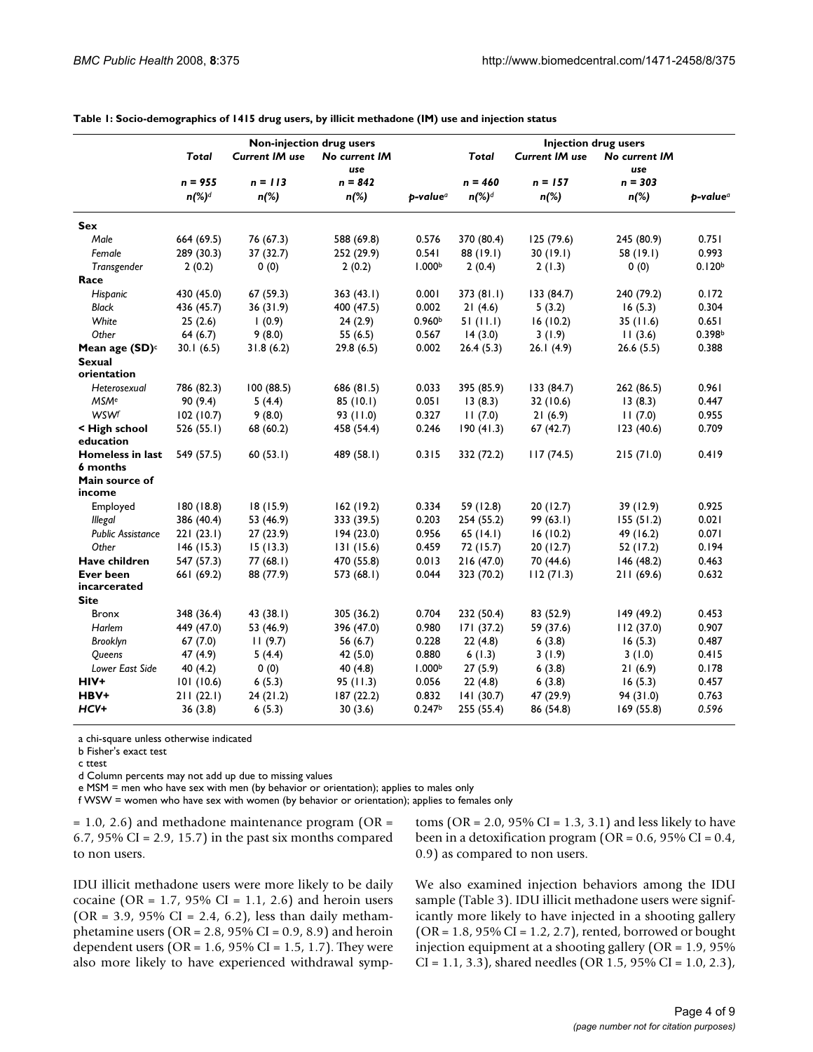**Table 1: Socio-demographics of 1415 drug users, by illicit methadone (IM) use and injection status**

| | Non-injection drug users | | | | Injection drug users | | | |
|---|---|---|---|---|---|---|---|---|
| | *Total* | *Current IM use* | *No current IM use* | | *Total* | *Current IM use* | *No current IM use* | |
| | *n = 955* | *n = 113* | *n = 842* | | *n = 460* | *n = 157* | *n = 303* | |
| | *n(%)*[d] | *n(%)* | *n(%)* | *p-value*[a] | *n(%)*[d] | *n(%)* | *n(%)* | *p-value*[a] |
| **Sex** | | | | | | | | |
| *Male* | 664 (69.5) | 76 (67.3) | 588 (69.8) | 0.576 | 370 (80.4) | 125 (79.6) | 245 (80.9) | 0.751 |
| *Female* | 289 (30.3) | 37 (32.7) | 252 (29.9) | 0.541 | 88 (19.1) | 30 (19.1) | 58 (19.1) | 0.993 |
| *Transgender* | 2 (0.2) | 0 (0) | 2 (0.2) | 1.000[b] | 2 (0.4) | 2 (1.3) | 0 (0) | 0.120[b] |
| **Race** | | | | | | | | |
| *Hispanic* | 430 (45.0) | 67 (59.3) | 363 (43.1) | 0.001 | 373 (81.1) | 133 (84.7) | 240 (79.2) | 0.172 |
| *Black* | 436 (45.7) | 36 (31.9) | 400 (47.5) | 0.002 | 21 (4.6) | 5 (3.2) | 16 (5.3) | 0.304 |
| *White* | 25 (2.6) | 1 (0.9) | 24 (2.9) | 0.960[b] | 51 (11.1) | 16 (10.2) | 35 (11.6) | 0.651 |
| *Other* | 64 (6.7) | 9 (8.0) | 55 (6.5) | 0.567 | 14 (3.0) | 3 (1.9) | 11 (3.6) | 0.398[b] |
| **Mean age (SD)**[c] | 30.1 (6.5) | 31.8 (6.2) | 29.8 (6.5) | 0.002 | 26.4 (5.3) | 26.1 (4.9) | 26.6 (5.5) | 0.388 |
| **Sexual orientation** | | | | | | | | |
| *Heterosexual* | 786 (82.3) | 100 (88.5) | 686 (81.5) | 0.033 | 395 (85.9) | 133 (84.7) | 262 (86.5) | 0.961 |
| *MSM*[e] | 90 (9.4) | 5 (4.4) | 85 (10.1) | 0.051 | 13 (8.3) | 32 (10.6) | 13 (8.3) | 0.447 |
| *WSW*[f] | 102 (10.7) | 9 (8.0) | 93 (11.0) | 0.327 | 11 (7.0) | 21 (6.9) | 11 (7.0) | 0.955 |
| **< High school education** | 526 (55.1) | 68 (60.2) | 458 (54.4) | 0.246 | 190 (41.3) | 67 (42.7) | 123 (40.6) | 0.709 |
| **Homeless in last 6 months** | 549 (57.5) | 60 (53.1) | 489 (58.1) | 0.315 | 332 (72.2) | 117 (74.5) | 215 (71.0) | 0.419 |
| **Main source of income** | | | | | | | | |
| Employed | 180 (18.8) | 18 (15.9) | 162 (19.2) | 0.334 | 59 (12.8) | 20 (12.7) | 39 (12.9) | 0.925 |
| *Illegal* | 386 (40.4) | 53 (46.9) | 333 (39.5) | 0.203 | 254 (55.2) | 99 (63.1) | 155 (51.2) | 0.021 |
| *Public Assistance* | 221 (23.1) | 27 (23.9) | 194 (23.0) | 0.956 | 65 (14.1) | 16 (10.2) | 49 (16.2) | 0.071 |
| *Other* | 146 (15.3) | 15 (13.3) | 131 (15.6) | 0.459 | 72 (15.7) | 20 (12.7) | 52 (17.2) | 0.194 |
| **Have children** | 547 (57.3) | 77 (68.1) | 470 (55.8) | 0.013 | 216 (47.0) | 70 (44.6) | 146 (48.2) | 0.463 |
| **Ever been incarcerated** | 661 (69.2) | 88 (77.9) | 573 (68.1) | 0.044 | 323 (70.2) | 112 (71.3) | 211 (69.6) | 0.632 |
| **Site** | | | | | | | | |
| Bronx | 348 (36.4) | 43 (38.1) | 305 (36.2) | 0.704 | 232 (50.4) | 83 (52.9) | 149 (49.2) | 0.453 |
| *Harlem* | 449 (47.0) | 53 (46.9) | 396 (47.0) | 0.980 | 171 (37.2) | 59 (37.6) | 112 (37.0) | 0.907 |
| *Brooklyn* | 67 (7.0) | 11 (9.7) | 56 (6.7) | 0.228 | 22 (4.8) | 6 (3.8) | 16 (5.3) | 0.487 |
| *Queens* | 47 (4.9) | 5 (4.4) | 42 (5.0) | 0.880 | 6 (1.3) | 3 (1.9) | 3 (1.0) | 0.415 |
| *Lower East Side* | 40 (4.2) | 0 (0) | 40 (4.8) | 1.000[b] | 27 (5.9) | 6 (3.8) | 21 (6.9) | 0.178 |
| **HIV+** | 101 (10.6) | 6 (5.3) | 95 (11.3) | 0.056 | 22 (4.8) | 6 (3.8) | 16 (5.3) | 0.457 |
| **HBV+** | 211 (22.1) | 24 (21.2) | 187 (22.2) | 0.832 | 141 (30.7) | 47 (29.9) | 94 (31.0) | 0.763 |
| ***HCV+*** | 36 (3.8) | 6 (5.3) | 30 (3.6) | 0.247[b] | 255 (55.4) | 86 (54.8) | 169 (55.8) | *0.596* |

a chi-square unless otherwise indicated
b Fisher's exact test
c ttest
d Column percents may not add up due to missing values
e MSM = men who have sex with men (by behavior or orientation); applies to males only
f WSW = women who have sex with women (by behavior or orientation); applies to females only

= 1.0, 2.6) and methadone maintenance program (OR = 6.7, 95% CI = 2.9, 15.7) in the past six months compared to non users.

IDU illicit methadone users were more likely to be daily cocaine (OR = 1.7, 95% CI = 1.1, 2.6) and heroin users (OR = 3.9, 95% CI = 2.4, 6.2), less than daily methamphetamine users (OR = 2.8, 95% CI = 0.9, 8.9) and heroin dependent users (OR = 1.6, 95% CI = 1.5, 1.7). They were also more likely to have experienced withdrawal symptoms (OR = 2.0, 95% CI = 1.3, 3.1) and less likely to have been in a detoxification program (OR = 0.6, 95% CI = 0.4, 0.9) as compared to non users.

We also examined injection behaviors among the IDU sample (Table 3). IDU illicit methadone users were significantly more likely to have injected in a shooting gallery (OR = 1.8, 95% CI = 1.2, 2.7), rented, borrowed or bought injection equipment at a shooting gallery (OR = 1.9, 95% CI = 1.1, 3.3), shared needles (OR 1.5, 95% CI = 1.0, 2.3),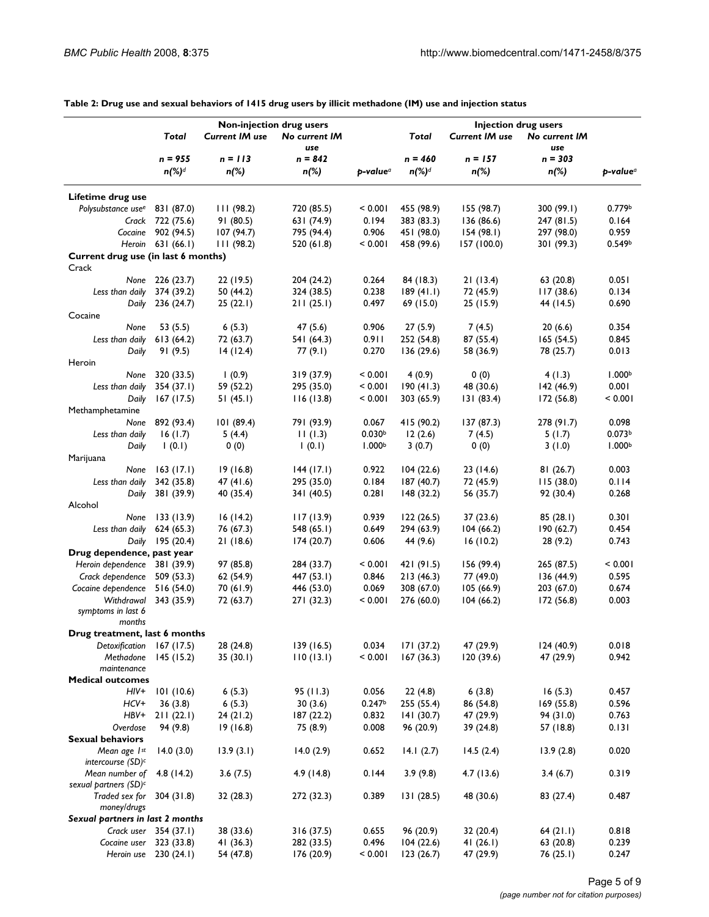**Table 2: Drug use and sexual behaviors of 1415 drug users by illicit methadone (IM) use and injection status**

| | Non-injection drug users | | | | Injection drug users | | | |
|---|---|---|---|---|---|---|---|---|
| | *Total* | *Current IM use* | *No current IM use* | | *Total* | *Current IM use* | *No current IM use* | |
| | *n = 955* | *n = 113* | *n = 842* | | *n = 460* | *n = 157* | *n = 303* | |
| | *n(%)*[d] | *n(%)* | *n(%)* | *p-value*[a] | *n(%)*[d] | *n(%)* | *n(%)* | *p-value*[a] |
| **Lifetime drug use** | | | | | | | | |
| *Polysubstance use*[e] | 831 (87.0) | 111 (98.2) | 720 (85.5) | < 0.001 | 455 (98.9) | 155 (98.7) | 300 (99.1) | 0.779[b] |
| *Crack* | 722 (75.6) | 91 (80.5) | 631 (74.9) | 0.194 | 383 (83.3) | 136 (86.6) | 247 (81.5) | 0.164 |
| *Cocaine* | 902 (94.5) | 107 (94.7) | 795 (94.4) | 0.906 | 451 (98.0) | 154 (98.1) | 297 (98.0) | 0.959 |
| *Heroin* | 631 (66.1) | 111 (98.2) | 520 (61.8) | < 0.001 | 458 (99.6) | 157 (100.0) | 301 (99.3) | 0.549[b] |
| **Current drug use (in last 6 months)** | | | | | | | | |
| Crack | | | | | | | | |
| *None* | 226 (23.7) | 22 (19.5) | 204 (24.2) | 0.264 | 84 (18.3) | 21 (13.4) | 63 (20.8) | 0.051 |
| *Less than daily* | 374 (39.2) | 50 (44.2) | 324 (38.5) | 0.238 | 189 (41.1) | 72 (45.9) | 117 (38.6) | 0.134 |
| *Daily* | 236 (24.7) | 25 (22.1) | 211 (25.1) | 0.497 | 69 (15.0) | 25 (15.9) | 44 (14.5) | 0.690 |
| Cocaine | | | | | | | | |
| *None* | 53 (5.5) | 6 (5.3) | 47 (5.6) | 0.906 | 27 (5.9) | 7 (4.5) | 20 (6.6) | 0.354 |
| *Less than daily* | 613 (64.2) | 72 (63.7) | 541 (64.3) | 0.911 | 252 (54.8) | 87 (55.4) | 165 (54.5) | 0.845 |
| *Daily* | 91 (9.5) | 14 (12.4) | 77 (9.1) | 0.270 | 136 (29.6) | 58 (36.9) | 78 (25.7) | 0.013 |
| Heroin | | | | | | | | |
| *None* | 320 (33.5) | 1 (0.9) | 319 (37.9) | < 0.001 | 4 (0.9) | 0 (0) | 4 (1.3) | 1.000[b] |
| *Less than daily* | 354 (37.1) | 59 (52.2) | 295 (35.0) | < 0.001 | 190 (41.3) | 48 (30.6) | 142 (46.9) | 0.001 |
| *Daily* | 167 (17.5) | 51 (45.1) | 116 (13.8) | < 0.001 | 303 (65.9) | 131 (83.4) | 172 (56.8) | < 0.001 |
| Methamphetamine | | | | | | | | |
| *None* | 892 (93.4) | 101 (89.4) | 791 (93.9) | 0.067 | 415 (90.2) | 137 (87.3) | 278 (91.7) | 0.098 |
| *Less than daily* | 16 (1.7) | 5 (4.4) | 11 (1.3) | 0.030[b] | 12 (2.6) | 7 (4.5) | 5 (1.7) | 0.073[b] |
| *Daily* | 1 (0.1) | 0 (0) | 1 (0.1) | 1.000[b] | 3 (0.7) | 0 (0) | 3 (1.0) | 1.000[b] |
| Marijuana | | | | | | | | |
| *None* | 163 (17.1) | 19 (16.8) | 144 (17.1) | 0.922 | 104 (22.6) | 23 (14.6) | 81 (26.7) | 0.003 |
| *Less than daily* | 342 (35.8) | 47 (41.6) | 295 (35.0) | 0.184 | 187 (40.7) | 72 (45.9) | 115 (38.0) | 0.114 |
| *Daily* | 381 (39.9) | 40 (35.4) | 341 (40.5) | 0.281 | 148 (32.2) | 56 (35.7) | 92 (30.4) | 0.268 |
| Alcohol | | | | | | | | |
| *None* | 133 (13.9) | 16 (14.2) | 117 (13.9) | 0.939 | 122 (26.5) | 37 (23.6) | 85 (28.1) | 0.301 |
| *Less than daily* | 624 (65.3) | 76 (67.3) | 548 (65.1) | 0.649 | 294 (63.9) | 104 (66.2) | 190 (62.7) | 0.454 |
| *Daily* | 195 (20.4) | 21 (18.6) | 174 (20.7) | 0.606 | 44 (9.6) | 16 (10.2) | 28 (9.2) | 0.743 |
| **Drug dependence, past year** | | | | | | | | |
| *Heroin dependence* | 381 (39.9) | 97 (85.8) | 284 (33.7) | < 0.001 | 421 (91.5) | 156 (99.4) | 265 (87.5) | < 0.001 |
| *Crack dependence* | 509 (53.3) | 62 (54.9) | 447 (53.1) | 0.846 | 213 (46.3) | 77 (49.0) | 136 (44.9) | 0.595 |
| *Cocaine dependence* | 516 (54.0) | 70 (61.9) | 446 (53.0) | 0.069 | 308 (67.0) | 105 (66.9) | 203 (67.0) | 0.674 |
| *Withdrawal symptoms in last 6 months* | 343 (35.9) | 72 (63.7) | 271 (32.3) | < 0.001 | 276 (60.0) | 104 (66.2) | 172 (56.8) | 0.003 |
| **Drug treatment, last 6 months** | | | | | | | | |
| *Detoxification* | 167 (17.5) | 28 (24.8) | 139 (16.5) | 0.034 | 171 (37.2) | 47 (29.9) | 124 (40.9) | 0.018 |
| *Methadone maintenance* | 145 (15.2) | 35 (30.1) | 110 (13.1) | < 0.001 | 167 (36.3) | 120 (39.6) | 47 (29.9) | 0.942 |
| **Medical outcomes** | | | | | | | | |
| *HIV+* | 101 (10.6) | 6 (5.3) | 95 (11.3) | 0.056 | 22 (4.8) | 6 (3.8) | 16 (5.3) | 0.457 |
| *HCV+* | 36 (3.8) | 6 (5.3) | 30 (3.6) | 0.247[b] | 255 (55.4) | 86 (54.8) | 169 (55.8) | 0.596 |
| *HBV+* | 211 (22.1) | 24 (21.2) | 187 (22.2) | 0.832 | 141 (30.7) | 47 (29.9) | 94 (31.0) | 0.763 |
| *Overdose* | 94 (9.8) | 19 (16.8) | 75 (8.9) | 0.008 | 96 (20.9) | 39 (24.8) | 57 (18.8) | 0.131 |
| **Sexual behaviors** | | | | | | | | |
| *Mean age 1st intercourse (SD)*[c] | 14.0 (3.0) | 13.9 (3.1) | 14.0 (2.9) | 0.652 | 14.1 (2.7) | 14.5 (2.4) | 13.9 (2.8) | 0.020 |
| *Mean number of sexual partners (SD)*[c] | 4.8 (14.2) | 3.6 (7.5) | 4.9 (14.8) | 0.144 | 3.9 (9.8) | 4.7 (13.6) | 3.4 (6.7) | 0.319 |
| *Traded sex for money/drugs* | 304 (31.8) | 32 (28.3) | 272 (32.3) | 0.389 | 131 (28.5) | 48 (30.6) | 83 (27.4) | 0.487 |
| ***Sexual partners in last 2 months*** | | | | | | | | |
| *Crack user* | 354 (37.1) | 38 (33.6) | 316 (37.5) | 0.655 | 96 (20.9) | 32 (20.4) | 64 (21.1) | 0.818 |
| *Cocaine user* | 323 (33.8) | 41 (36.3) | 282 (33.5) | 0.496 | 104 (22.6) | 41 (26.1) | 63 (20.8) | 0.239 |
| *Heroin use* | 230 (24.1) | 54 (47.8) | 176 (20.9) | < 0.001 | 123 (26.7) | 47 (29.9) | 76 (25.1) | 0.247 |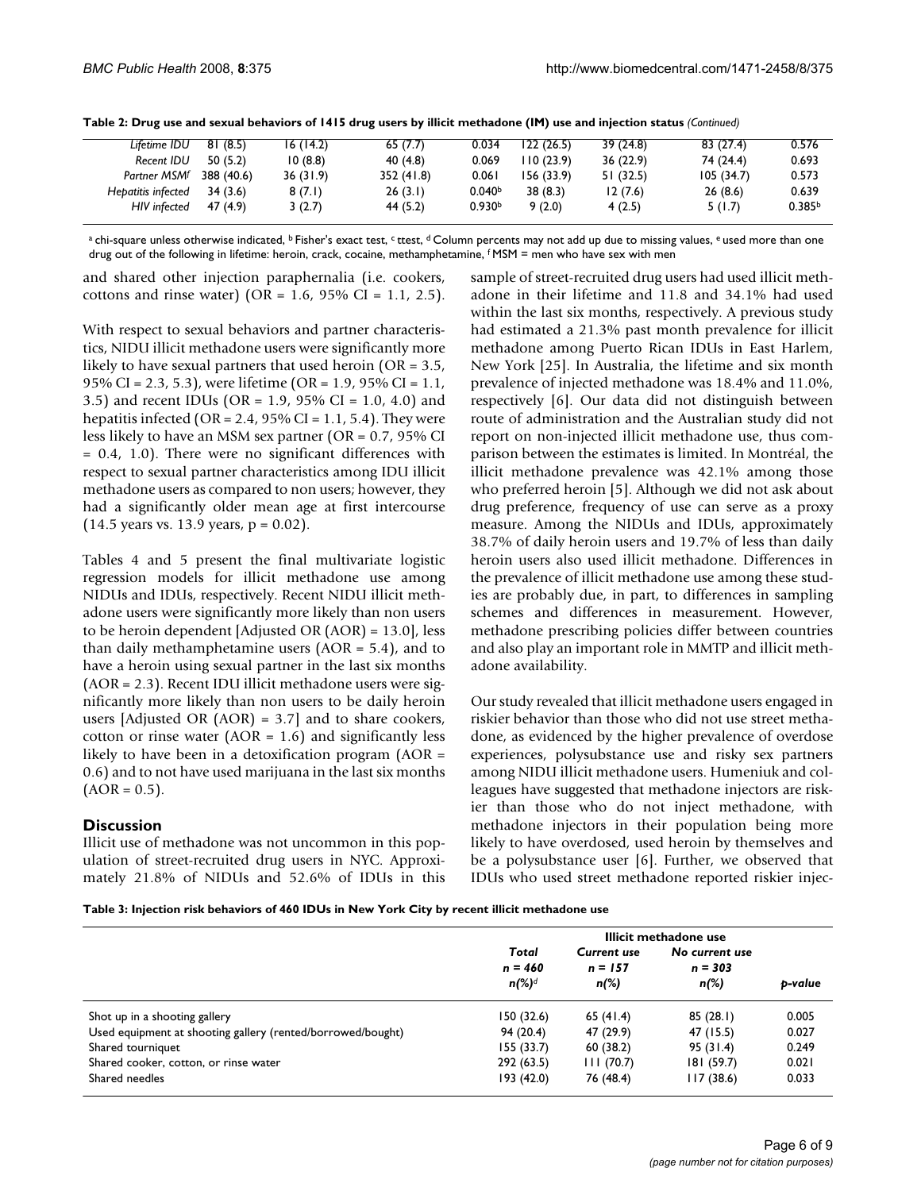**Table 2: Drug use and sexual behaviors of 1415 drug users by illicit methadone (IM) use and injection status** *(Continued)*

| | | | | | | | | |
|---|---|---|---|---|---|---|---|---|
| *Lifetime IDU* | 81 (8.5) | 16 (14.2) | 65 (7.7) | 0.034 | 122 (26.5) | 39 (24.8) | 83 (27.4) | 0.576 |
| *Recent IDU* | 50 (5.2) | 10 (8.8) | 40 (4.8) | 0.069 | 110 (23.9) | 36 (22.9) | 74 (24.4) | 0.693 |
| *Partner MSM*[f] | 388 (40.6) | 36 (31.9) | 352 (41.8) | 0.061 | 156 (33.9) | 51 (32.5) | 105 (34.7) | 0.573 |
| *Hepatitis infected* | 34 (3.6) | 8 (7.1) | 26 (3.1) | 0.040[b] | 38 (8.3) | 12 (7.6) | 26 (8.6) | 0.639 |
| *HIV infected* | 47 (4.9) | 3 (2.7) | 44 (5.2) | 0.930[b] | 9 (2.0) | 4 (2.5) | 5 (1.7) | 0.385[b] |

[a] chi-square unless otherwise indicated, [b] Fisher's exact test, [c] ttest, [d] Column percents may not add up due to missing values, [e] used more than one drug out of the following in lifetime: heroin, crack, cocaine, methamphetamine, [f] MSM = men who have sex with men

and shared other injection paraphernalia (i.e. cookers, cottons and rinse water) (OR = 1.6, 95% CI = 1.1, 2.5).

With respect to sexual behaviors and partner characteristics, NIDU illicit methadone users were significantly more likely to have sexual partners that used heroin (OR = 3.5, 95% CI = 2.3, 5.3), were lifetime (OR = 1.9, 95% CI = 1.1, 3.5) and recent IDUs (OR = 1.9, 95% CI = 1.0, 4.0) and hepatitis infected (OR = 2.4, 95% CI = 1.1, 5.4). They were less likely to have an MSM sex partner (OR = 0.7, 95% CI = 0.4, 1.0). There were no significant differences with respect to sexual partner characteristics among IDU illicit methadone users as compared to non users; however, they had a significantly older mean age at first intercourse (14.5 years vs. 13.9 years, p = 0.02).

Tables 4 and 5 present the final multivariate logistic regression models for illicit methadone use among NIDUs and IDUs, respectively. Recent NIDU illicit methadone users were significantly more likely than non users to be heroin dependent [Adjusted OR (AOR) = 13.0], less than daily methamphetamine users (AOR = 5.4), and to have a heroin using sexual partner in the last six months (AOR = 2.3). Recent IDU illicit methadone users were significantly more likely than non users to be daily heroin users [Adjusted OR (AOR) = 3.7] and to share cookers, cotton or rinse water (AOR = 1.6) and significantly less likely to have been in a detoxification program (AOR = 0.6) and to not have used marijuana in the last six months (AOR = 0.5).

## Discussion

Illicit use of methadone was not uncommon in this population of street-recruited drug users in NYC. Approximately 21.8% of NIDUs and 52.6% of IDUs in this sample of street-recruited drug users had used illicit methadone in their lifetime and 11.8 and 34.1% had used within the last six months, respectively. A previous study had estimated a 21.3% past month prevalence for illicit methadone among Puerto Rican IDUs in East Harlem, New York [25]. In Australia, the lifetime and six month prevalence of injected methadone was 18.4% and 11.0%, respectively [6]. Our data did not distinguish between route of administration and the Australian study did not report on non-injected illicit methadone use, thus comparison between the estimates is limited. In Montréal, the illicit methadone prevalence was 42.1% among those who preferred heroin [5]. Although we did not ask about drug preference, frequency of use can serve as a proxy measure. Among the NIDUs and IDUs, approximately 38.7% of daily heroin users and 19.7% of less than daily heroin users also used illicit methadone. Differences in the prevalence of illicit methadone use among these studies are probably due, in part, to differences in sampling schemes and differences in measurement. However, methadone prescribing policies differ between countries and also play an important role in MMTP and illicit methadone availability.

Our study revealed that illicit methadone users engaged in riskier behavior than those who did not use street methadone, as evidenced by the higher prevalence of overdose experiences, polysubstance use and risky sex partners among NIDU illicit methadone users. Humeniuk and colleagues have suggested that methadone injectors are riskier than those who do not inject methadone, with methadone injectors in their population being more likely to have overdosed, used heroin by themselves and be a polysubstance user [6]. Further, we observed that IDUs who used street methadone reported riskier injec-

**Table 3: Injection risk behaviors of 460 IDUs in New York City by recent illicit methadone use**

| | | Illicit methadone use | | |
|---|---|---|---|---|
| | *Total n = 460 n(%)*[d] | *Current use n = 157 n(%)* | *No current use n = 303 n(%)* | *p-value* |
| Shot up in a shooting gallery | 150 (32.6) | 65 (41.4) | 85 (28.1) | 0.005 |
| Used equipment at shooting gallery (rented/borrowed/bought) | 94 (20.4) | 47 (29.9) | 47 (15.5) | 0.027 |
| Shared tourniquet | 155 (33.7) | 60 (38.2) | 95 (31.4) | 0.249 |
| Shared cooker, cotton, or rinse water | 292 (63.5) | 111 (70.7) | 181 (59.7) | 0.021 |
| Shared needles | 193 (42.0) | 76 (48.4) | 117 (38.6) | 0.033 |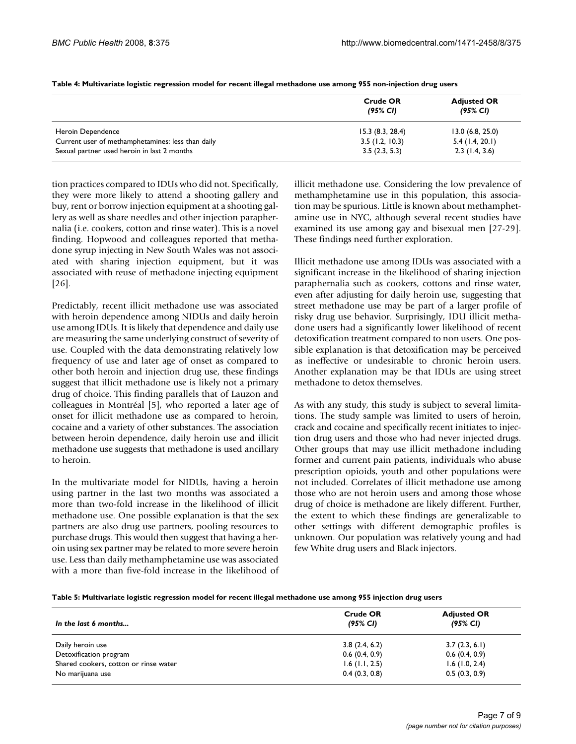**Table 4: Multivariate logistic regression model for recent illegal methadone use among 955 non-injection drug users**

| | Crude OR (95% CI) | Adjusted OR (95% CI) |
|---|---|---|
| Heroin Dependence | 15.3 (8.3, 28.4) | 13.0 (6.8, 25.0) |
| Current user of methamphetamines: less than daily | 3.5 (1.2, 10.3) | 5.4 (1.4, 20.1) |
| Sexual partner used heroin in last 2 months | 3.5 (2.3, 5.3) | 2.3 (1.4, 3.6) |

tion practices compared to IDUs who did not. Specifically, they were more likely to attend a shooting gallery and buy, rent or borrow injection equipment at a shooting gallery as well as share needles and other injection paraphernalia (i.e. cookers, cotton and rinse water). This is a novel finding. Hopwood and colleagues reported that methadone syrup injecting in New South Wales was not associated with sharing injection equipment, but it was associated with reuse of methadone injecting equipment [26].

Predictably, recent illicit methadone use was associated with heroin dependence among NIDUs and daily heroin use among IDUs. It is likely that dependence and daily use are measuring the same underlying construct of severity of use. Coupled with the data demonstrating relatively low frequency of use and later age of onset as compared to other both heroin and injection drug use, these findings suggest that illicit methadone use is likely not a primary drug of choice. This finding parallels that of Lauzon and colleagues in Montréal [5], who reported a later age of onset for illicit methadone use as compared to heroin, cocaine and a variety of other substances. The association between heroin dependence, daily heroin use and illicit methadone use suggests that methadone is used ancillary to heroin.

In the multivariate model for NIDUs, having a heroin using partner in the last two months was associated a more than two-fold increase in the likelihood of illicit methadone use. One possible explanation is that the sex partners are also drug use partners, pooling resources to purchase drugs. This would then suggest that having a heroin using sex partner may be related to more severe heroin use. Less than daily methamphetamine use was associated with a more than five-fold increase in the likelihood of illicit methadone use. Considering the low prevalence of methamphetamine use in this population, this association may be spurious. Little is known about methamphetamine use in NYC, although several recent studies have examined its use among gay and bisexual men [27-29]. These findings need further exploration.

Illicit methadone use among IDUs was associated with a significant increase in the likelihood of sharing injection paraphernalia such as cookers, cottons and rinse water, even after adjusting for daily heroin use, suggesting that street methadone use may be part of a larger profile of risky drug use behavior. Surprisingly, IDU illicit methadone users had a significantly lower likelihood of recent detoxification treatment compared to non users. One possible explanation is that detoxification may be perceived as ineffective or undesirable to chronic heroin users. Another explanation may be that IDUs are using street methadone to detox themselves.

As with any study, this study is subject to several limitations. The study sample was limited to users of heroin, crack and cocaine and specifically recent initiates to injection drug users and those who had never injected drugs. Other groups that may use illicit methadone including former and current pain patients, individuals who abuse prescription opioids, youth and other populations were not included. Correlates of illicit methadone use among those who are not heroin users and among those whose drug of choice is methadone are likely different. Further, the extent to which these findings are generalizable to other settings with different demographic profiles is unknown. Our population was relatively young and had few White drug users and Black injectors.

**Table 5: Multivariate logistic regression model for recent illegal methadone use among 955 injection drug users**

| *In the last 6 months...* | Crude OR (95% CI) | Adjusted OR (95% CI) |
|---|---|---|
| Daily heroin use | 3.8 (2.4, 6.2) | 3.7 (2.3, 6.1) |
| Detoxification program | 0.6 (0.4, 0.9) | 0.6 (0.4, 0.9) |
| Shared cookers, cotton or rinse water | 1.6 (1.1, 2.5) | 1.6 (1.0, 2.4) |
| No marijuana use | 0.4 (0.3, 0.8) | 0.5 (0.3, 0.9) |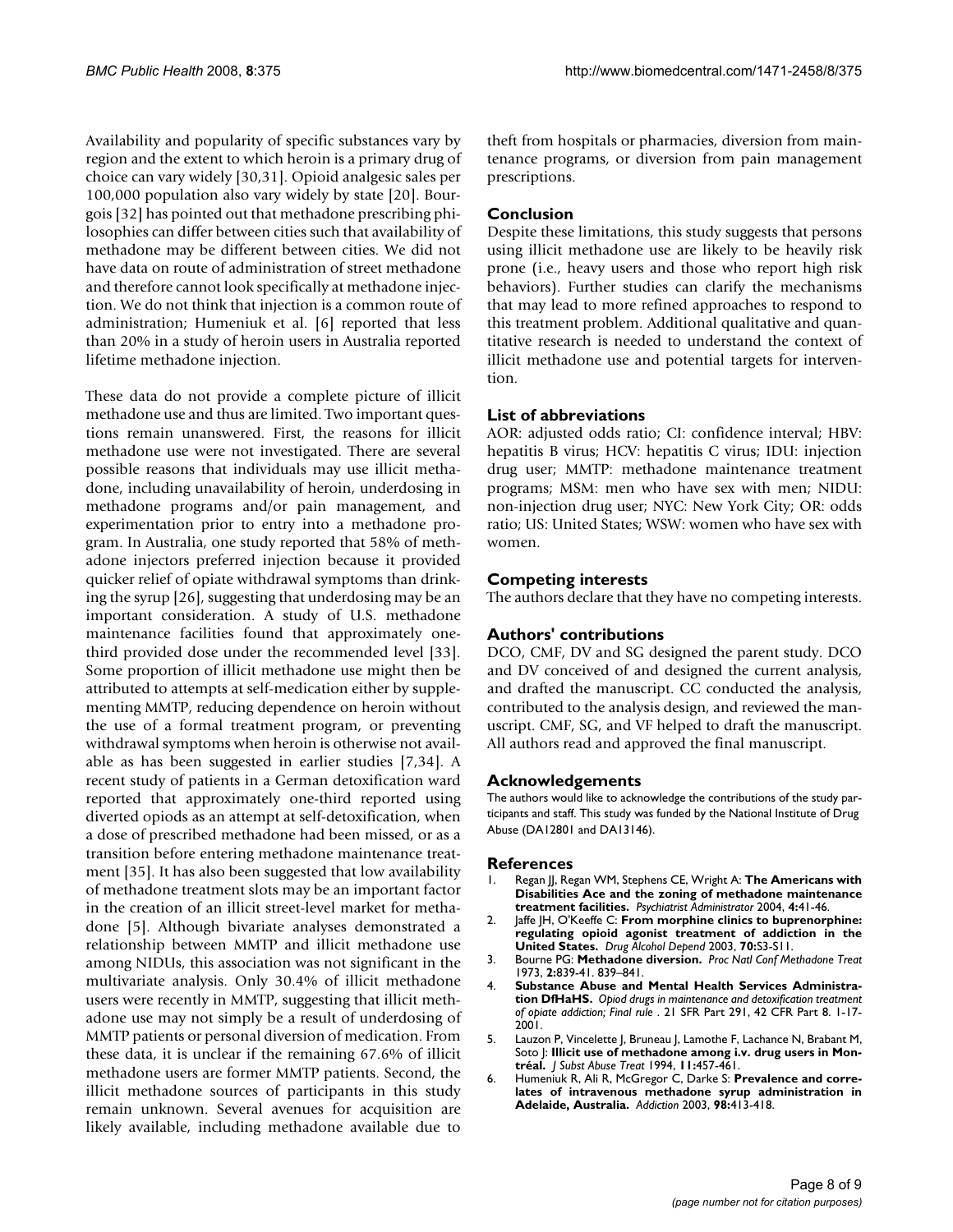Availability and popularity of specific substances vary by region and the extent to which heroin is a primary drug of choice can vary widely [30,31]. Opioid analgesic sales per 100,000 population also vary widely by state [20]. Bourgois [32] has pointed out that methadone prescribing philosophies can differ between cities such that availability of methadone may be different between cities. We did not have data on route of administration of street methadone and therefore cannot look specifically at methadone injection. We do not think that injection is a common route of administration; Humeniuk et al. [6] reported that less than 20% in a study of heroin users in Australia reported lifetime methadone injection.

These data do not provide a complete picture of illicit methadone use and thus are limited. Two important questions remain unanswered. First, the reasons for illicit methadone use were not investigated. There are several possible reasons that individuals may use illicit methadone, including unavailability of heroin, underdosing in methadone programs and/or pain management, and experimentation prior to entry into a methadone program. In Australia, one study reported that 58% of methadone injectors preferred injection because it provided quicker relief of opiate withdrawal symptoms than drinking the syrup [26], suggesting that underdosing may be an important consideration. A study of U.S. methadone maintenance facilities found that approximately one-third provided dose under the recommended level [33]. Some proportion of illicit methadone use might then be attributed to attempts at self-medication either by supplementing MMTP, reducing dependence on heroin without the use of a formal treatment program, or preventing withdrawal symptoms when heroin is otherwise not available as has been suggested in earlier studies [7,34]. A recent study of patients in a German detoxification ward reported that approximately one-third reported using diverted opiods as an attempt at self-detoxification, when a dose of prescribed methadone had been missed, or as a transition before entering methadone maintenance treatment [35]. It has also been suggested that low availability of methadone treatment slots may be an important factor in the creation of an illicit street-level market for methadone [5]. Although bivariate analyses demonstrated a relationship between MMTP and illicit methadone use among NIDUs, this association was not significant in the multivariate analysis. Only 30.4% of illicit methadone users were recently in MMTP, suggesting that illicit methadone use may not simply be a result of underdosing of MMTP patients or personal diversion of medication. From these data, it is unclear if the remaining 67.6% of illicit methadone users are former MMTP patients. Second, the illicit methadone sources of participants in this study remain unknown. Several avenues for acquisition are likely available, including methadone available due to theft from hospitals or pharmacies, diversion from maintenance programs, or diversion from pain management prescriptions.

## Conclusion

Despite these limitations, this study suggests that persons using illicit methadone use are likely to be heavily risk prone (i.e., heavy users and those who report high risk behaviors). Further studies can clarify the mechanisms that may lead to more refined approaches to respond to this treatment problem. Additional qualitative and quantitative research is needed to understand the context of illicit methadone use and potential targets for intervention.

## List of abbreviations

AOR: adjusted odds ratio; CI: confidence interval; HBV: hepatitis B virus; HCV: hepatitis C virus; IDU: injection drug user; MMTP: methadone maintenance treatment programs; MSM: men who have sex with men; NIDU: non-injection drug user; NYC: New York City; OR: odds ratio; US: United States; WSW: women who have sex with women.

## Competing interests

The authors declare that they have no competing interests.

## Authors' contributions

DCO, CMF, DV and SG designed the parent study. DCO and DV conceived of and designed the current analysis, and drafted the manuscript. CC conducted the analysis, contributed to the analysis design, and reviewed the manuscript. CMF, SG, and VF helped to draft the manuscript. All authors read and approved the final manuscript.

## Acknowledgements

The authors would like to acknowledge the contributions of the study participants and staff. This study was funded by the National Institute of Drug Abuse (DA12801 and DA13146).

## References

1. Regan JJ, Regan WM, Stephens CE, Wright A: **The Americans with Disabilities Ace and the zoning of methadone maintenance treatment facilities.** *Psychiatrist Administrator* 2004, **4:**41-46.
2. Jaffe JH, O'Keeffe C: **From morphine clinics to buprenorphine: regulating opioid agonist treatment of addiction in the United States.** *Drug Alcohol Depend* 2003, **70:**S3-S11.
3. Bourne PG: **Methadone diversion.** *Proc Natl Conf Methadone Treat* 1973, **2:**839-41. 839–841.
4. **Substance Abuse and Mental Health Services Administration DfHaHS.** *Opiod drugs in maintenance and detoxification treatment of opiate addiction; Final rule* . 21 SFR Part 291, 42 CFR Part 8. 1-17-2001.
5. Lauzon P, Vincelette J, Bruneau J, Lamothe F, Lachance N, Brabant M, Soto J: **Illicit use of methadone among i.v. drug users in Montréal.** *J Subst Abuse Treat* 1994, **11:**457-461.
6. Humeniuk R, Ali R, McGregor C, Darke S: **Prevalence and correlates of intravenous methadone syrup administration in Adelaide, Australia.** *Addiction* 2003, **98:**413-418.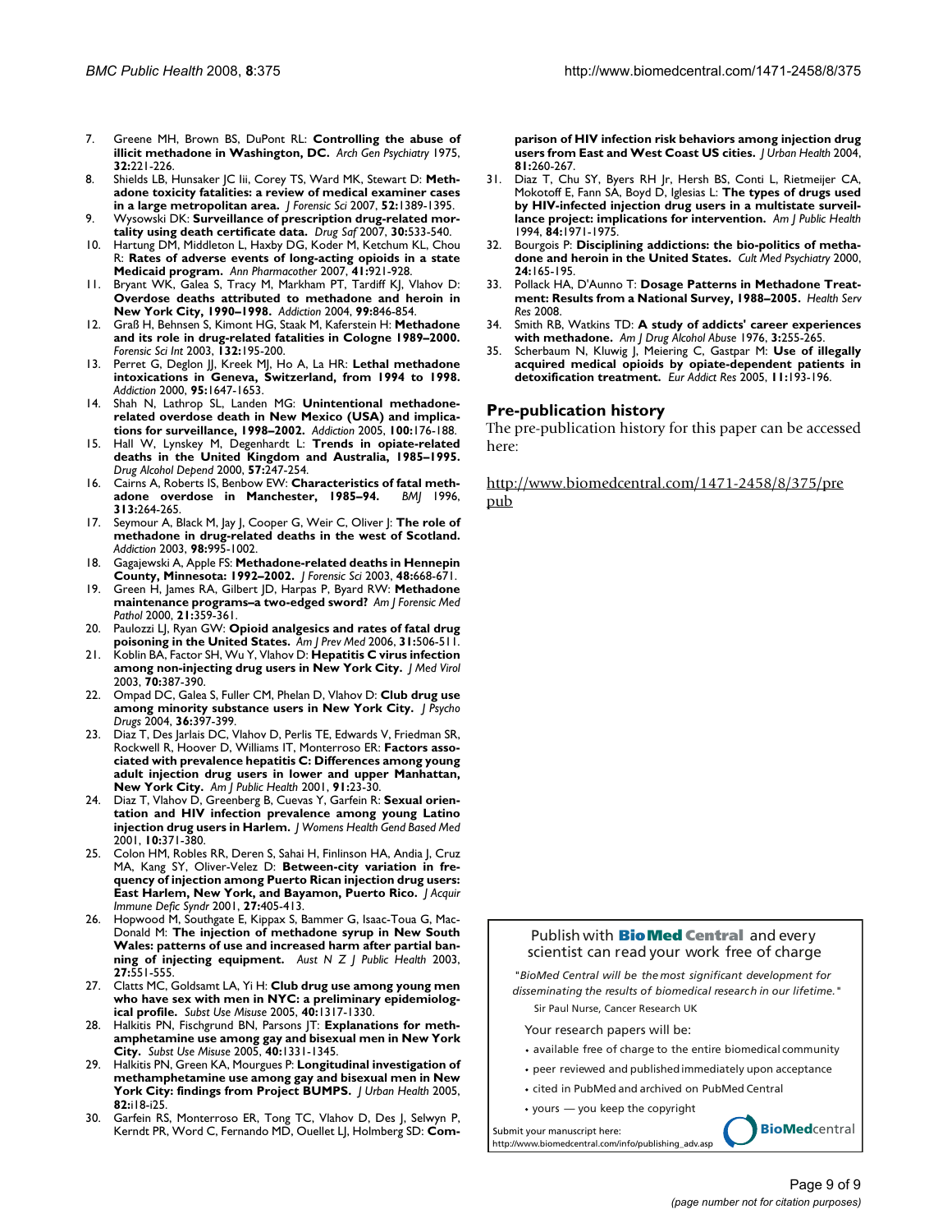7. Greene MH, Brown BS, DuPont RL: **Controlling the abuse of illicit methadone in Washington, DC.** *Arch Gen Psychiatry* 1975, **32:**221-226.
8. Shields LB, Hunsaker JC Iii, Corey TS, Ward MK, Stewart D: **Methadone toxicity fatalities: a review of medical examiner cases in a large metropolitan area.** *J Forensic Sci* 2007, **52:**1389-1395.
9. Wysowski DK: **Surveillance of prescription drug-related mortality using death certificate data.** *Drug Saf* 2007, **30:**533-540.
10. Hartung DM, Middleton L, Haxby DG, Koder M, Ketchum KL, Chou R: **Rates of adverse events of long-acting opioids in a state Medicaid program.** *Ann Pharmacother* 2007, **41:**921-928.
11. Bryant WK, Galea S, Tracy M, Markham PT, Tardiff KJ, Vlahov D: **Overdose deaths attributed to methadone and heroin in New York City, 1990–1998.** *Addiction* 2004, **99:**846-854.
12. Graß H, Behnsen S, Kimont HG, Staak M, Kaferstein H: **Methadone and its role in drug-related fatalities in Cologne 1989–2000.** *Forensic Sci Int* 2003, **132:**195-200.
13. Perret G, Deglon JJ, Kreek MJ, Ho A, La HR: **Lethal methadone intoxications in Geneva, Switzerland, from 1994 to 1998.** *Addiction* 2000, **95:**1647-1653.
14. Shah N, Lathrop SL, Landen MG: **Unintentional methadone-related overdose death in New Mexico (USA) and implications for surveillance, 1998–2002.** *Addiction* 2005, **100:**176-188.
15. Hall W, Lynskey M, Degenhardt L: **Trends in opiate-related deaths in the United Kingdom and Australia, 1985–1995.** *Drug Alcohol Depend* 2000, **57:**247-254.
16. Cairns A, Roberts IS, Benbow EW: **Characteristics of fatal methadone overdose in Manchester, 1985–94.** *BMJ* 1996, **313:**264-265.
17. Seymour A, Black M, Jay J, Cooper G, Weir C, Oliver J: **The role of methadone in drug-related deaths in the west of Scotland.** *Addiction* 2003, **98:**995-1002.
18. Gagajewski A, Apple FS: **Methadone-related deaths in Hennepin County, Minnesota: 1992–2002.** *J Forensic Sci* 2003, **48:**668-671.
19. Green H, James RA, Gilbert JD, Harpas P, Byard RW: **Methadone maintenance programs–a two-edged sword?** *Am J Forensic Med Pathol* 2000, **21:**359-361.
20. Paulozzi LJ, Ryan GW: **Opioid analgesics and rates of fatal drug poisoning in the United States.** *Am J Prev Med* 2006, **31:**506-511.
21. Koblin BA, Factor SH, Wu Y, Vlahov D: **Hepatitis C virus infection among non-injecting drug users in New York City.** *J Med Virol* 2003, **70:**387-390.
22. Ompad DC, Galea S, Fuller CM, Phelan D, Vlahov D: **Club drug use among minority substance users in New York City.** *J Psycho Drugs* 2004, **36:**397-399.
23. Diaz T, Des Jarlais DC, Vlahov D, Perlis TE, Edwards V, Friedman SR, Rockwell R, Hoover D, Williams IT, Monterroso ER: **Factors associated with prevalence hepatitis C: Differences among young adult injection drug users in lower and upper Manhattan, New York City.** *Am J Public Health* 2001, **91:**23-30.
24. Diaz T, Vlahov D, Greenberg B, Cuevas Y, Garfein R: **Sexual orientation and HIV infection prevalence among young Latino injection drug users in Harlem.** *J Womens Health Gend Based Med* 2001, **10:**371-380.
25. Colon HM, Robles RR, Deren S, Sahai H, Finlinson HA, Andia J, Cruz MA, Kang SY, Oliver-Velez D: **Between-city variation in frequency of injection among Puerto Rican injection drug users: East Harlem, New York, and Bayamon, Puerto Rico.** *J Acquir Immune Defic Syndr* 2001, **27:**405-413.
26. Hopwood M, Southgate E, Kippax S, Bammer G, Isaac-Toua G, MacDonald M: **The injection of methadone syrup in New South Wales: patterns of use and increased harm after partial banning of injecting equipment.** *Aust N Z J Public Health* 2003, **27:**551-555.
27. Clatts MC, Goldsamt LA, Yi H: **Club drug use among young men who have sex with men in NYC: a preliminary epidemiological profile.** *Subst Use Misuse* 2005, **40:**1317-1330.
28. Halkitis PN, Fischgrund BN, Parsons JT: **Explanations for methamphetamine use among gay and bisexual men in New York City.** *Subst Use Misuse* 2005, **40:**1331-1345.
29. Halkitis PN, Green KA, Mourgues P: **Longitudinal investigation of methamphetamine use among gay and bisexual men in New York City: findings from Project BUMPS.** *J Urban Health* 2005, **82:**i18-i25.
30. Garfein RS, Monterroso ER, Tong TC, Vlahov D, Des J, Selwyn P, Kerndt PR, Word C, Fernando MD, Ouellet LJ, Holmberg SD: **Comparison of HIV infection risk behaviors among injection drug users from East and West Coast US cities.** *J Urban Health* 2004, **81:**260-267.
31. Diaz T, Chu SY, Byers RH Jr, Hersh BS, Conti L, Rietmeijer CA, Mokotoff E, Fann SA, Boyd D, Iglesias L: **The types of drugs used by HIV-infected injection drug users in a multistate surveillance project: implications for intervention.** *Am J Public Health* 1994, **84:**1971-1975.
32. Bourgois P: **Disciplining addictions: the bio-politics of methadone and heroin in the United States.** *Cult Med Psychiatry* 2000, **24:**165-195.
33. Pollack HA, D'Aunno T: **Dosage Patterns in Methadone Treatment: Results from a National Survey, 1988–2005.** *Health Serv Res* 2008.
34. Smith RB, Watkins TD: **A study of addicts' career experiences with methadone.** *Am J Drug Alcohol Abuse* 1976, **3:**255-265.
35. Scherbaum N, Kluwig J, Meiering C, Gastpar M: **Use of illegally acquired medical opioids by opiate-dependent patients in detoxification treatment.** *Eur Addict Res* 2005, **11:**193-196.

## Pre-publication history

The pre-publication history for this paper can be accessed here:

http://www.biomedcentral.com/1471-2458/8/375/prepub

Publish with **BioMed Central** and every scientist can read your work free of charge

*"BioMed Central will be the most significant development for disseminating the results of biomedical research in our lifetime."*
Sir Paul Nurse, Cancer Research UK

Your research papers will be:

- available free of charge to the entire biomedical community
- peer reviewed and published immediately upon acceptance
- cited in PubMed and archived on PubMed Central
- yours — you keep the copyright

Submit your manuscript here:
http://www.biomedcentral.com/info/publishing_adv.asp

BioMedcentral